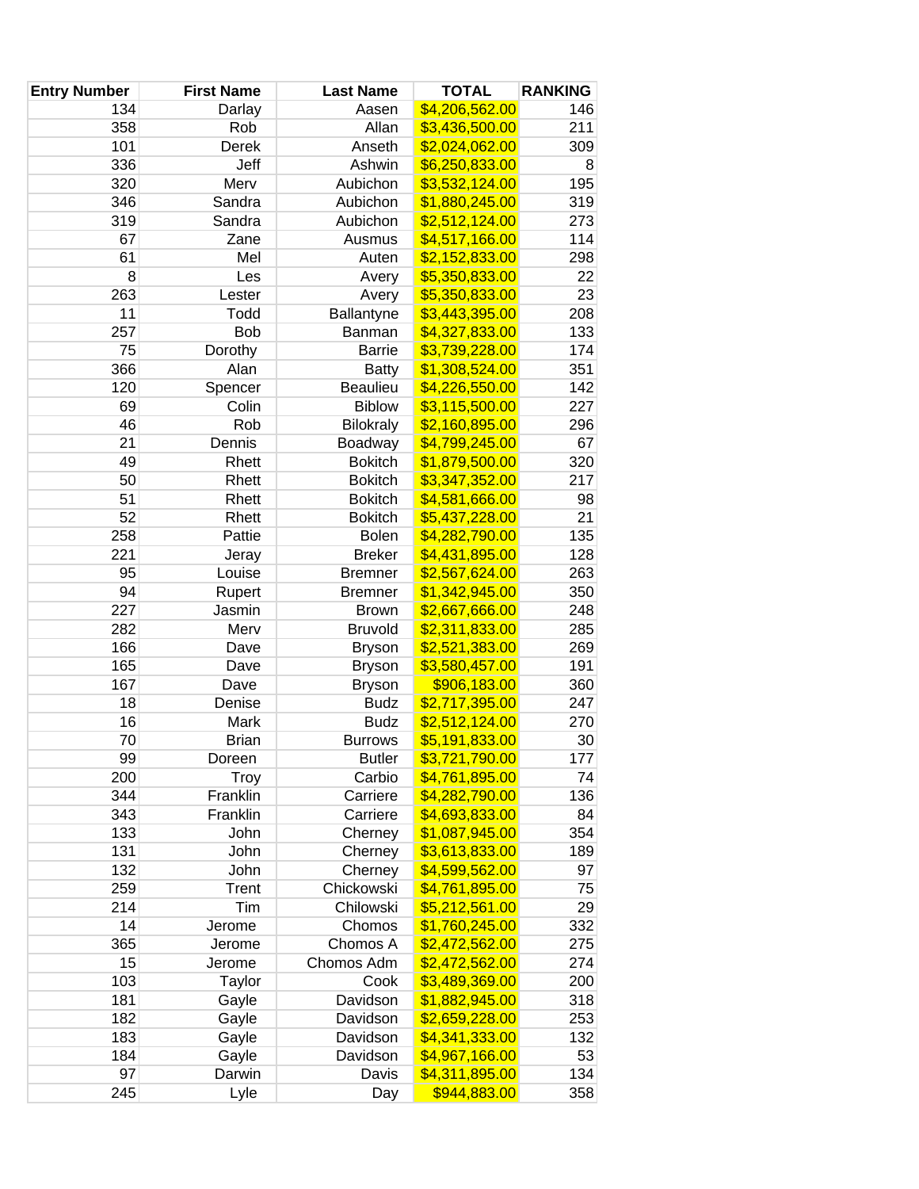| Entry Number | First Name | Last Name | TOTAL | RANKING |
|---|---|---|---|---|
| 134 | Darlay | Aasen | $4,206,562.00 | 146 |
| 358 | Rob | Allan | $3,436,500.00 | 211 |
| 101 | Derek | Anseth | $2,024,062.00 | 309 |
| 336 | Jeff | Ashwin | $6,250,833.00 | 8 |
| 320 | Merv | Aubichon | $3,532,124.00 | 195 |
| 346 | Sandra | Aubichon | $1,880,245.00 | 319 |
| 319 | Sandra | Aubichon | $2,512,124.00 | 273 |
| 67 | Zane | Ausmus | $4,517,166.00 | 114 |
| 61 | Mel | Auten | $2,152,833.00 | 298 |
| 8 | Les | Avery | $5,350,833.00 | 22 |
| 263 | Lester | Avery | $5,350,833.00 | 23 |
| 11 | Todd | Ballantyne | $3,443,395.00 | 208 |
| 257 | Bob | Banman | $4,327,833.00 | 133 |
| 75 | Dorothy | Barrie | $3,739,228.00 | 174 |
| 366 | Alan | Batty | $1,308,524.00 | 351 |
| 120 | Spencer | Beaulieu | $4,226,550.00 | 142 |
| 69 | Colin | Biblow | $3,115,500.00 | 227 |
| 46 | Rob | Bilokraly | $2,160,895.00 | 296 |
| 21 | Dennis | Boadway | $4,799,245.00 | 67 |
| 49 | Rhett | Bokitch | $1,879,500.00 | 320 |
| 50 | Rhett | Bokitch | $3,347,352.00 | 217 |
| 51 | Rhett | Bokitch | $4,581,666.00 | 98 |
| 52 | Rhett | Bokitch | $5,437,228.00 | 21 |
| 258 | Pattie | Bolen | $4,282,790.00 | 135 |
| 221 | Jeray | Breker | $4,431,895.00 | 128 |
| 95 | Louise | Bremner | $2,567,624.00 | 263 |
| 94 | Rupert | Bremner | $1,342,945.00 | 350 |
| 227 | Jasmin | Brown | $2,667,666.00 | 248 |
| 282 | Merv | Bruvold | $2,311,833.00 | 285 |
| 166 | Dave | Bryson | $2,521,383.00 | 269 |
| 165 | Dave | Bryson | $3,580,457.00 | 191 |
| 167 | Dave | Bryson | $906,183.00 | 360 |
| 18 | Denise | Budz | $2,717,395.00 | 247 |
| 16 | Mark | Budz | $2,512,124.00 | 270 |
| 70 | Brian | Burrows | $5,191,833.00 | 30 |
| 99 | Doreen | Butler | $3,721,790.00 | 177 |
| 200 | Troy | Carbio | $4,761,895.00 | 74 |
| 344 | Franklin | Carriere | $4,282,790.00 | 136 |
| 343 | Franklin | Carriere | $4,693,833.00 | 84 |
| 133 | John | Cherney | $1,087,945.00 | 354 |
| 131 | John | Cherney | $3,613,833.00 | 189 |
| 132 | John | Cherney | $4,599,562.00 | 97 |
| 259 | Trent | Chickowski | $4,761,895.00 | 75 |
| 214 | Tim | Chilowski | $5,212,561.00 | 29 |
| 14 | Jerome | Chomos | $1,760,245.00 | 332 |
| 365 | Jerome | Chomos A | $2,472,562.00 | 275 |
| 15 | Jerome | Chomos Adm | $2,472,562.00 | 274 |
| 103 | Taylor | Cook | $3,489,369.00 | 200 |
| 181 | Gayle | Davidson | $1,882,945.00 | 318 |
| 182 | Gayle | Davidson | $2,659,228.00 | 253 |
| 183 | Gayle | Davidson | $4,341,333.00 | 132 |
| 184 | Gayle | Davidson | $4,967,166.00 | 53 |
| 97 | Darwin | Davis | $4,311,895.00 | 134 |
| 245 | Lyle | Day | $944,883.00 | 358 |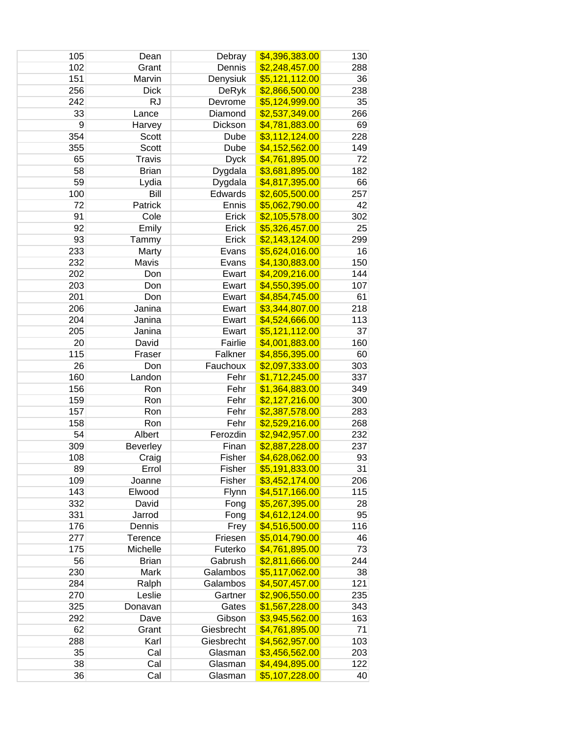| | | | | |
|---|---|---|---|---|
| 105 | Dean | Debray | $4,396,383.00 | 130 |
| 102 | Grant | Dennis | $2,248,457.00 | 288 |
| 151 | Marvin | Denysiuk | $5,121,112.00 | 36 |
| 256 | Dick | DeRyk | $2,866,500.00 | 238 |
| 242 | RJ | Devrome | $5,124,999.00 | 35 |
| 33 | Lance | Diamond | $2,537,349.00 | 266 |
| 9 | Harvey | Dickson | $4,781,883.00 | 69 |
| 354 | Scott | Dube | $3,112,124.00 | 228 |
| 355 | Scott | Dube | $4,152,562.00 | 149 |
| 65 | Travis | Dyck | $4,761,895.00 | 72 |
| 58 | Brian | Dygdala | $3,681,895.00 | 182 |
| 59 | Lydia | Dygdala | $4,817,395.00 | 66 |
| 100 | Bill | Edwards | $2,605,500.00 | 257 |
| 72 | Patrick | Ennis | $5,062,790.00 | 42 |
| 91 | Cole | Erick | $2,105,578.00 | 302 |
| 92 | Emily | Erick | $5,326,457.00 | 25 |
| 93 | Tammy | Erick | $2,143,124.00 | 299 |
| 233 | Marty | Evans | $5,624,016.00 | 16 |
| 232 | Mavis | Evans | $4,130,883.00 | 150 |
| 202 | Don | Ewart | $4,209,216.00 | 144 |
| 203 | Don | Ewart | $4,550,395.00 | 107 |
| 201 | Don | Ewart | $4,854,745.00 | 61 |
| 206 | Janina | Ewart | $3,344,807.00 | 218 |
| 204 | Janina | Ewart | $4,524,666.00 | 113 |
| 205 | Janina | Ewart | $5,121,112.00 | 37 |
| 20 | David | Fairlie | $4,001,883.00 | 160 |
| 115 | Fraser | Falkner | $4,856,395.00 | 60 |
| 26 | Don | Fauchoux | $2,097,333.00 | 303 |
| 160 | Landon | Fehr | $1,712,245.00 | 337 |
| 156 | Ron | Fehr | $1,364,883.00 | 349 |
| 159 | Ron | Fehr | $2,127,216.00 | 300 |
| 157 | Ron | Fehr | $2,387,578.00 | 283 |
| 158 | Ron | Fehr | $2,529,216.00 | 268 |
| 54 | Albert | Ferozdin | $2,942,957.00 | 232 |
| 309 | Beverley | Finan | $2,887,228.00 | 237 |
| 108 | Craig | Fisher | $4,628,062.00 | 93 |
| 89 | Errol | Fisher | $5,191,833.00 | 31 |
| 109 | Joanne | Fisher | $3,452,174.00 | 206 |
| 143 | Elwood | Flynn | $4,517,166.00 | 115 |
| 332 | David | Fong | $5,267,395.00 | 28 |
| 331 | Jarrod | Fong | $4,612,124.00 | 95 |
| 176 | Dennis | Frey | $4,516,500.00 | 116 |
| 277 | Terence | Friesen | $5,014,790.00 | 46 |
| 175 | Michelle | Futerko | $4,761,895.00 | 73 |
| 56 | Brian | Gabrush | $2,811,666.00 | 244 |
| 230 | Mark | Galambos | $5,117,062.00 | 38 |
| 284 | Ralph | Galambos | $4,507,457.00 | 121 |
| 270 | Leslie | Gartner | $2,906,550.00 | 235 |
| 325 | Donavan | Gates | $1,567,228.00 | 343 |
| 292 | Dave | Gibson | $3,945,562.00 | 163 |
| 62 | Grant | Giesbrecht | $4,761,895.00 | 71 |
| 288 | Karl | Giesbrecht | $4,562,957.00 | 103 |
| 35 | Cal | Glasman | $3,456,562.00 | 203 |
| 38 | Cal | Glasman | $4,494,895.00 | 122 |
| 36 | Cal | Glasman | $5,107,228.00 | 40 |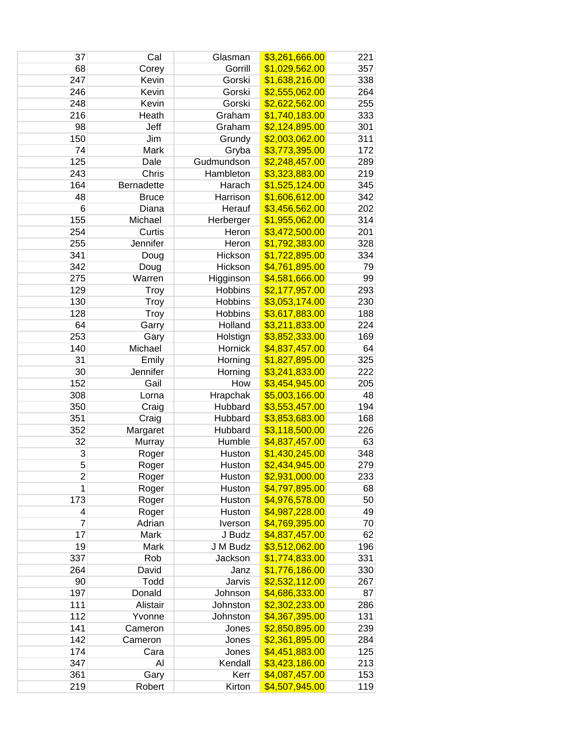| | | | | |
|---|---|---|---|---|
| 37 | Cal | Glasman | $3,261,666.00 | 221 |
| 68 | Corey | Gorrill | $1,029,562.00 | 357 |
| 247 | Kevin | Gorski | $1,638,216.00 | 338 |
| 246 | Kevin | Gorski | $2,555,062.00 | 264 |
| 248 | Kevin | Gorski | $2,622,562.00 | 255 |
| 216 | Heath | Graham | $1,740,183.00 | 333 |
| 98 | Jeff | Graham | $2,124,895.00 | 301 |
| 150 | Jim | Grundy | $2,003,062.00 | 311 |
| 74 | Mark | Gryba | $3,773,395.00 | 172 |
| 125 | Dale | Gudmundson | $2,248,457.00 | 289 |
| 243 | Chris | Hambleton | $3,323,883.00 | 219 |
| 164 | Bernadette | Harach | $1,525,124.00 | 345 |
| 48 | Bruce | Harrison | $1,606,612.00 | 342 |
| 6 | Diana | Herauf | $3,456,562.00 | 202 |
| 155 | Michael | Herberger | $1,955,062.00 | 314 |
| 254 | Curtis | Heron | $3,472,500.00 | 201 |
| 255 | Jennifer | Heron | $1,792,383.00 | 328 |
| 341 | Doug | Hickson | $1,722,895.00 | 334 |
| 342 | Doug | Hickson | $4,761,895.00 | 79 |
| 275 | Warren | Higginson | $4,581,666.00 | 99 |
| 129 | Troy | Hobbins | $2,177,957.00 | 293 |
| 130 | Troy | Hobbins | $3,053,174.00 | 230 |
| 128 | Troy | Hobbins | $3,617,883.00 | 188 |
| 64 | Garry | Holland | $3,211,833.00 | 224 |
| 253 | Gary | Holstign | $3,852,333.00 | 169 |
| 140 | Michael | Hornick | $4,837,457.00 | 64 |
| 31 | Emily | Horning | $1,827,895.00 | 325 |
| 30 | Jennifer | Horning | $3,241,833.00 | 222 |
| 152 | Gail | How | $3,454,945.00 | 205 |
| 308 | Lorna | Hrapchak | $5,003,166.00 | 48 |
| 350 | Craig | Hubbard | $3,553,457.00 | 194 |
| 351 | Craig | Hubbard | $3,853,683.00 | 168 |
| 352 | Margaret | Hubbard | $3,118,500.00 | 226 |
| 32 | Murray | Humble | $4,837,457.00 | 63 |
| 3 | Roger | Huston | $1,430,245.00 | 348 |
| 5 | Roger | Huston | $2,434,945.00 | 279 |
| 2 | Roger | Huston | $2,931,000.00 | 233 |
| 1 | Roger | Huston | $4,797,895.00 | 68 |
| 173 | Roger | Huston | $4,976,578.00 | 50 |
| 4 | Roger | Huston | $4,987,228.00 | 49 |
| 7 | Adrian | Iverson | $4,769,395.00 | 70 |
| 17 | Mark | J Budz | $4,837,457.00 | 62 |
| 19 | Mark | J M Budz | $3,512,062.00 | 196 |
| 337 | Rob | Jackson | $1,774,833.00 | 331 |
| 264 | David | Janz | $1,776,186.00 | 330 |
| 90 | Todd | Jarvis | $2,532,112.00 | 267 |
| 197 | Donald | Johnson | $4,686,333.00 | 87 |
| 111 | Alistair | Johnston | $2,302,233.00 | 286 |
| 112 | Yvonne | Johnston | $4,367,395.00 | 131 |
| 141 | Cameron | Jones | $2,850,895.00 | 239 |
| 142 | Cameron | Jones | $2,361,895.00 | 284 |
| 174 | Cara | Jones | $4,451,883.00 | 125 |
| 347 | Al | Kendall | $3,423,186.00 | 213 |
| 361 | Gary | Kerr | $4,087,457.00 | 153 |
| 219 | Robert | Kirton | $4,507,945.00 | 119 |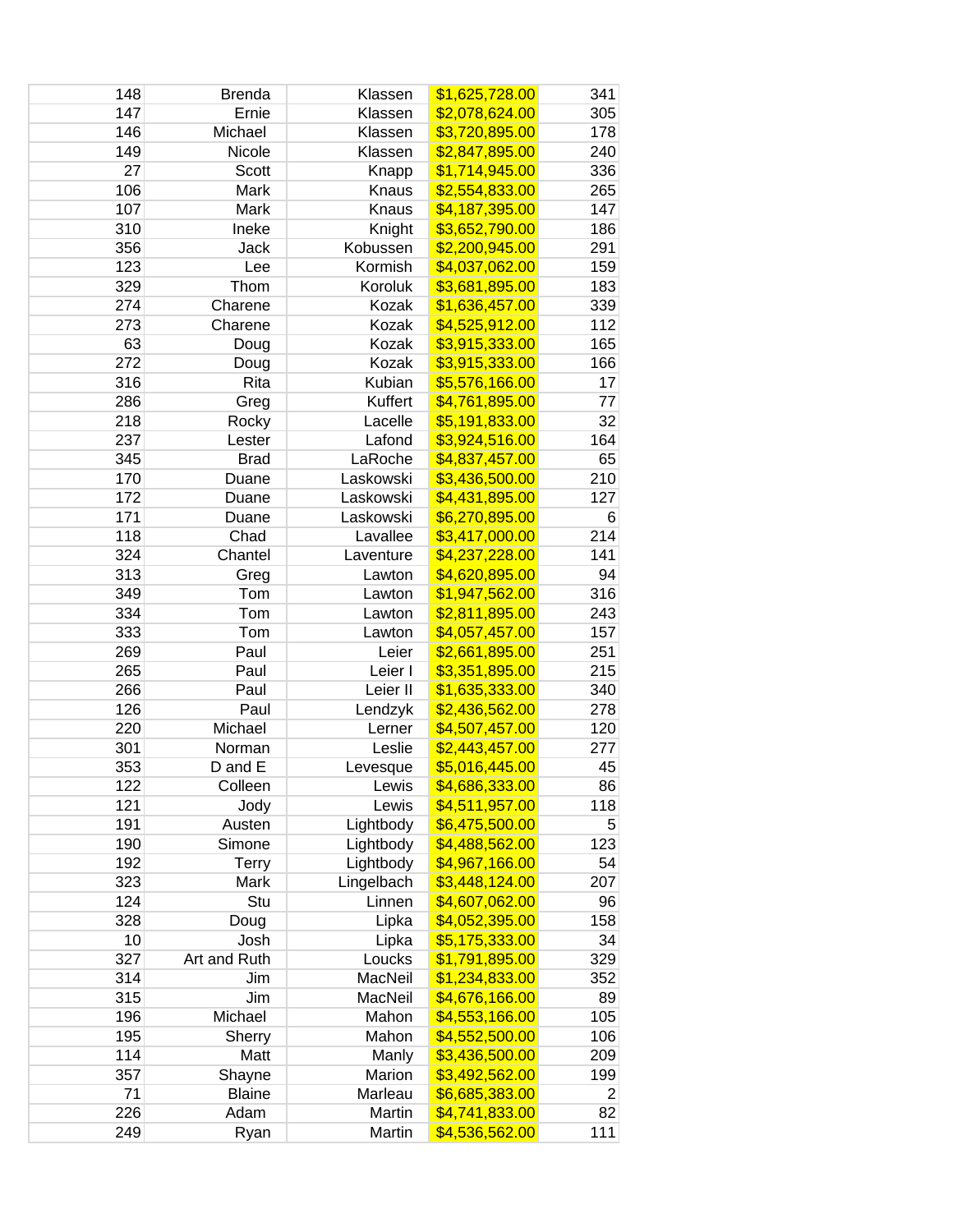| | | | | |
|---|---|---|---|---|
| 148 | Brenda | Klassen | $1,625,728.00 | 341 |
| 147 | Ernie | Klassen | $2,078,624.00 | 305 |
| 146 | Michael | Klassen | $3,720,895.00 | 178 |
| 149 | Nicole | Klassen | $2,847,895.00 | 240 |
| 27 | Scott | Knapp | $1,714,945.00 | 336 |
| 106 | Mark | Knaus | $2,554,833.00 | 265 |
| 107 | Mark | Knaus | $4,187,395.00 | 147 |
| 310 | Ineke | Knight | $3,652,790.00 | 186 |
| 356 | Jack | Kobussen | $2,200,945.00 | 291 |
| 123 | Lee | Kormish | $4,037,062.00 | 159 |
| 329 | Thom | Koroluk | $3,681,895.00 | 183 |
| 274 | Charene | Kozak | $1,636,457.00 | 339 |
| 273 | Charene | Kozak | $4,525,912.00 | 112 |
| 63 | Doug | Kozak | $3,915,333.00 | 165 |
| 272 | Doug | Kozak | $3,915,333.00 | 166 |
| 316 | Rita | Kubian | $5,576,166.00 | 17 |
| 286 | Greg | Kuffert | $4,761,895.00 | 77 |
| 218 | Rocky | Lacelle | $5,191,833.00 | 32 |
| 237 | Lester | Lafond | $3,924,516.00 | 164 |
| 345 | Brad | LaRoche | $4,837,457.00 | 65 |
| 170 | Duane | Laskowski | $3,436,500.00 | 210 |
| 172 | Duane | Laskowski | $4,431,895.00 | 127 |
| 171 | Duane | Laskowski | $6,270,895.00 | 6 |
| 118 | Chad | Lavallee | $3,417,000.00 | 214 |
| 324 | Chantel | Laventure | $4,237,228.00 | 141 |
| 313 | Greg | Lawton | $4,620,895.00 | 94 |
| 349 | Tom | Lawton | $1,947,562.00 | 316 |
| 334 | Tom | Lawton | $2,811,895.00 | 243 |
| 333 | Tom | Lawton | $4,057,457.00 | 157 |
| 269 | Paul | Leier | $2,661,895.00 | 251 |
| 265 | Paul | Leier I | $3,351,895.00 | 215 |
| 266 | Paul | Leier II | $1,635,333.00 | 340 |
| 126 | Paul | Lendzyk | $2,436,562.00 | 278 |
| 220 | Michael | Lerner | $4,507,457.00 | 120 |
| 301 | Norman | Leslie | $2,443,457.00 | 277 |
| 353 | D and E | Levesque | $5,016,445.00 | 45 |
| 122 | Colleen | Lewis | $4,686,333.00 | 86 |
| 121 | Jody | Lewis | $4,511,957.00 | 118 |
| 191 | Austen | Lightbody | $6,475,500.00 | 5 |
| 190 | Simone | Lightbody | $4,488,562.00 | 123 |
| 192 | Terry | Lightbody | $4,967,166.00 | 54 |
| 323 | Mark | Lingelbach | $3,448,124.00 | 207 |
| 124 | Stu | Linnen | $4,607,062.00 | 96 |
| 328 | Doug | Lipka | $4,052,395.00 | 158 |
| 10 | Josh | Lipka | $5,175,333.00 | 34 |
| 327 | Art and Ruth | Loucks | $1,791,895.00 | 329 |
| 314 | Jim | MacNeil | $1,234,833.00 | 352 |
| 315 | Jim | MacNeil | $4,676,166.00 | 89 |
| 196 | Michael | Mahon | $4,553,166.00 | 105 |
| 195 | Sherry | Mahon | $4,552,500.00 | 106 |
| 114 | Matt | Manly | $3,436,500.00 | 209 |
| 357 | Shayne | Marion | $3,492,562.00 | 199 |
| 71 | Blaine | Marleau | $6,685,383.00 | 2 |
| 226 | Adam | Martin | $4,741,833.00 | 82 |
| 249 | Ryan | Martin | $4,536,562.00 | 111 |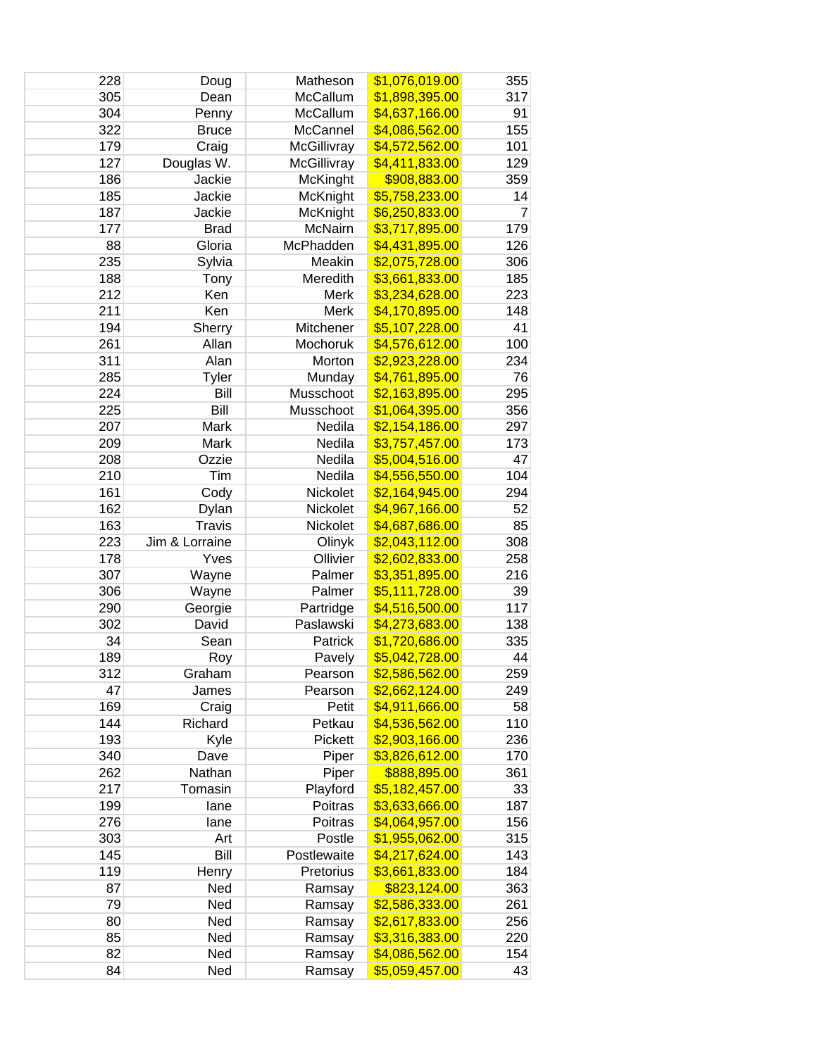| | | | | |
|---|---|---|---|---|
| 228 | Doug | Matheson | $1,076,019.00 | 355 |
| 305 | Dean | McCallum | $1,898,395.00 | 317 |
| 304 | Penny | McCallum | $4,637,166.00 | 91 |
| 322 | Bruce | McCannel | $4,086,562.00 | 155 |
| 179 | Craig | McGillivray | $4,572,562.00 | 101 |
| 127 | Douglas W. | McGillivray | $4,411,833.00 | 129 |
| 186 | Jackie | McKinght | $908,883.00 | 359 |
| 185 | Jackie | McKnight | $5,758,233.00 | 14 |
| 187 | Jackie | McKnight | $6,250,833.00 | 7 |
| 177 | Brad | McNairn | $3,717,895.00 | 179 |
| 88 | Gloria | McPhadden | $4,431,895.00 | 126 |
| 235 | Sylvia | Meakin | $2,075,728.00 | 306 |
| 188 | Tony | Meredith | $3,661,833.00 | 185 |
| 212 | Ken | Merk | $3,234,628.00 | 223 |
| 211 | Ken | Merk | $4,170,895.00 | 148 |
| 194 | Sherry | Mitchener | $5,107,228.00 | 41 |
| 261 | Allan | Mochoruk | $4,576,612.00 | 100 |
| 311 | Alan | Morton | $2,923,228.00 | 234 |
| 285 | Tyler | Munday | $4,761,895.00 | 76 |
| 224 | Bill | Musschoot | $2,163,895.00 | 295 |
| 225 | Bill | Musschoot | $1,064,395.00 | 356 |
| 207 | Mark | Nedila | $2,154,186.00 | 297 |
| 209 | Mark | Nedila | $3,757,457.00 | 173 |
| 208 | Ozzie | Nedila | $5,004,516.00 | 47 |
| 210 | Tim | Nedila | $4,556,550.00 | 104 |
| 161 | Cody | Nickolet | $2,164,945.00 | 294 |
| 162 | Dylan | Nickolet | $4,967,166.00 | 52 |
| 163 | Travis | Nickolet | $4,687,686.00 | 85 |
| 223 | Jim & Lorraine | Olinyk | $2,043,112.00 | 308 |
| 178 | Yves | Ollivier | $2,602,833.00 | 258 |
| 307 | Wayne | Palmer | $3,351,895.00 | 216 |
| 306 | Wayne | Palmer | $5,111,728.00 | 39 |
| 290 | Georgie | Partridge | $4,516,500.00 | 117 |
| 302 | David | Paslawski | $4,273,683.00 | 138 |
| 34 | Sean | Patrick | $1,720,686.00 | 335 |
| 189 | Roy | Pavely | $5,042,728.00 | 44 |
| 312 | Graham | Pearson | $2,586,562.00 | 259 |
| 47 | James | Pearson | $2,662,124.00 | 249 |
| 169 | Craig | Petit | $4,911,666.00 | 58 |
| 144 | Richard | Petkau | $4,536,562.00 | 110 |
| 193 | Kyle | Pickett | $2,903,166.00 | 236 |
| 340 | Dave | Piper | $3,826,612.00 | 170 |
| 262 | Nathan | Piper | $888,895.00 | 361 |
| 217 | Tomasin | Playford | $5,182,457.00 | 33 |
| 199 | Iane | Poitras | $3,633,666.00 | 187 |
| 276 | Iane | Poitras | $4,064,957.00 | 156 |
| 303 | Art | Postle | $1,955,062.00 | 315 |
| 145 | Bill | Postlewaite | $4,217,624.00 | 143 |
| 119 | Henry | Pretorius | $3,661,833.00 | 184 |
| 87 | Ned | Ramsay | $823,124.00 | 363 |
| 79 | Ned | Ramsay | $2,586,333.00 | 261 |
| 80 | Ned | Ramsay | $2,617,833.00 | 256 |
| 85 | Ned | Ramsay | $3,316,383.00 | 220 |
| 82 | Ned | Ramsay | $4,086,562.00 | 154 |
| 84 | Ned | Ramsay | $5,059,457.00 | 43 |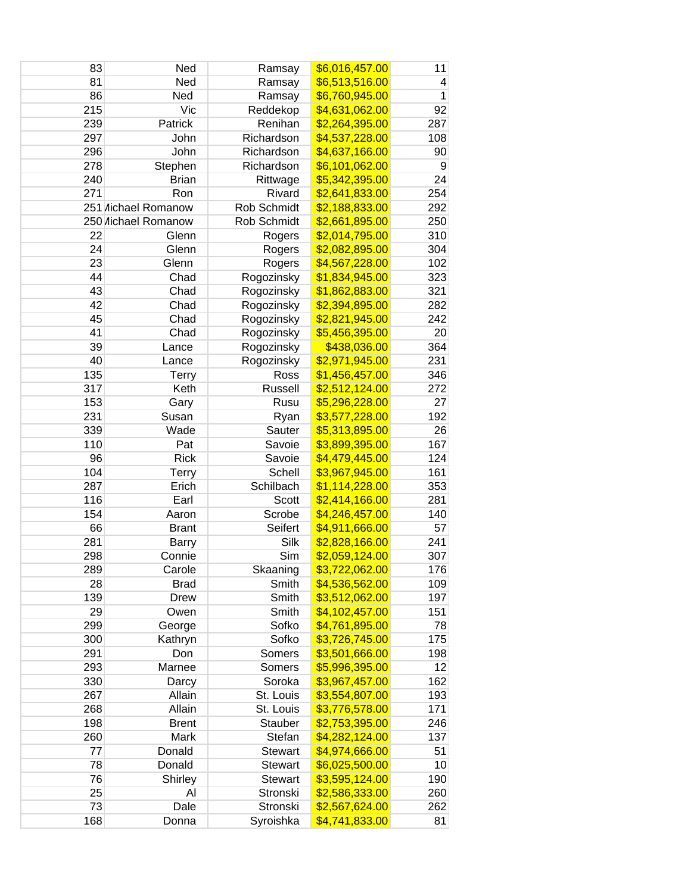| | | | | |
|---|---|---|---|---|
| 83 | Ned | Ramsay | $6,016,457.00 | 11 |
| 81 | Ned | Ramsay | $6,513,516.00 | 4 |
| 86 | Ned | Ramsay | $6,760,945.00 | 1 |
| 215 | Vic | Reddekop | $4,631,062.00 | 92 |
| 239 | Patrick | Renihan | $2,264,395.00 | 287 |
| 297 | John | Richardson | $4,537,228.00 | 108 |
| 296 | John | Richardson | $4,637,166.00 | 90 |
| 278 | Stephen | Richardson | $6,101,062.00 | 9 |
| 240 | Brian | Rittwage | $5,342,395.00 | 24 |
| 271 | Ron | Rivard | $2,641,833.00 | 254 |
| 251 | Michael Romanow | Rob Schmidt | $2,188,833.00 | 292 |
| 250 | Michael Romanow | Rob Schmidt | $2,661,895.00 | 250 |
| 22 | Glenn | Rogers | $2,014,795.00 | 310 |
| 24 | Glenn | Rogers | $2,082,895.00 | 304 |
| 23 | Glenn | Rogers | $4,567,228.00 | 102 |
| 44 | Chad | Rogozinsky | $1,834,945.00 | 323 |
| 43 | Chad | Rogozinsky | $1,862,883.00 | 321 |
| 42 | Chad | Rogozinsky | $2,394,895.00 | 282 |
| 45 | Chad | Rogozinsky | $2,821,945.00 | 242 |
| 41 | Chad | Rogozinsky | $5,456,395.00 | 20 |
| 39 | Lance | Rogozinsky | $438,036.00 | 364 |
| 40 | Lance | Rogozinsky | $2,971,945.00 | 231 |
| 135 | Terry | Ross | $1,456,457.00 | 346 |
| 317 | Keth | Russell | $2,512,124.00 | 272 |
| 153 | Gary | Rusu | $5,296,228.00 | 27 |
| 231 | Susan | Ryan | $3,577,228.00 | 192 |
| 339 | Wade | Sauter | $5,313,895.00 | 26 |
| 110 | Pat | Savoie | $3,899,395.00 | 167 |
| 96 | Rick | Savoie | $4,479,445.00 | 124 |
| 104 | Terry | Schell | $3,967,945.00 | 161 |
| 287 | Erich | Schilbach | $1,114,228.00 | 353 |
| 116 | Earl | Scott | $2,414,166.00 | 281 |
| 154 | Aaron | Scrobe | $4,246,457.00 | 140 |
| 66 | Brant | Seifert | $4,911,666.00 | 57 |
| 281 | Barry | Silk | $2,828,166.00 | 241 |
| 298 | Connie | Sim | $2,059,124.00 | 307 |
| 289 | Carole | Skaaning | $3,722,062.00 | 176 |
| 28 | Brad | Smith | $4,536,562.00 | 109 |
| 139 | Drew | Smith | $3,512,062.00 | 197 |
| 29 | Owen | Smith | $4,102,457.00 | 151 |
| 299 | George | Sofko | $4,761,895.00 | 78 |
| 300 | Kathryn | Sofko | $3,726,745.00 | 175 |
| 291 | Don | Somers | $3,501,666.00 | 198 |
| 293 | Marnee | Somers | $5,996,395.00 | 12 |
| 330 | Darcy | Soroka | $3,967,457.00 | 162 |
| 267 | Allain | St. Louis | $3,554,807.00 | 193 |
| 268 | Allain | St. Louis | $3,776,578.00 | 171 |
| 198 | Brent | Stauber | $2,753,395.00 | 246 |
| 260 | Mark | Stefan | $4,282,124.00 | 137 |
| 77 | Donald | Stewart | $4,974,666.00 | 51 |
| 78 | Donald | Stewart | $6,025,500.00 | 10 |
| 76 | Shirley | Stewart | $3,595,124.00 | 190 |
| 25 | Al | Stronski | $2,586,333.00 | 260 |
| 73 | Dale | Stronski | $2,567,624.00 | 262 |
| 168 | Donna | Syroishka | $4,741,833.00 | 81 |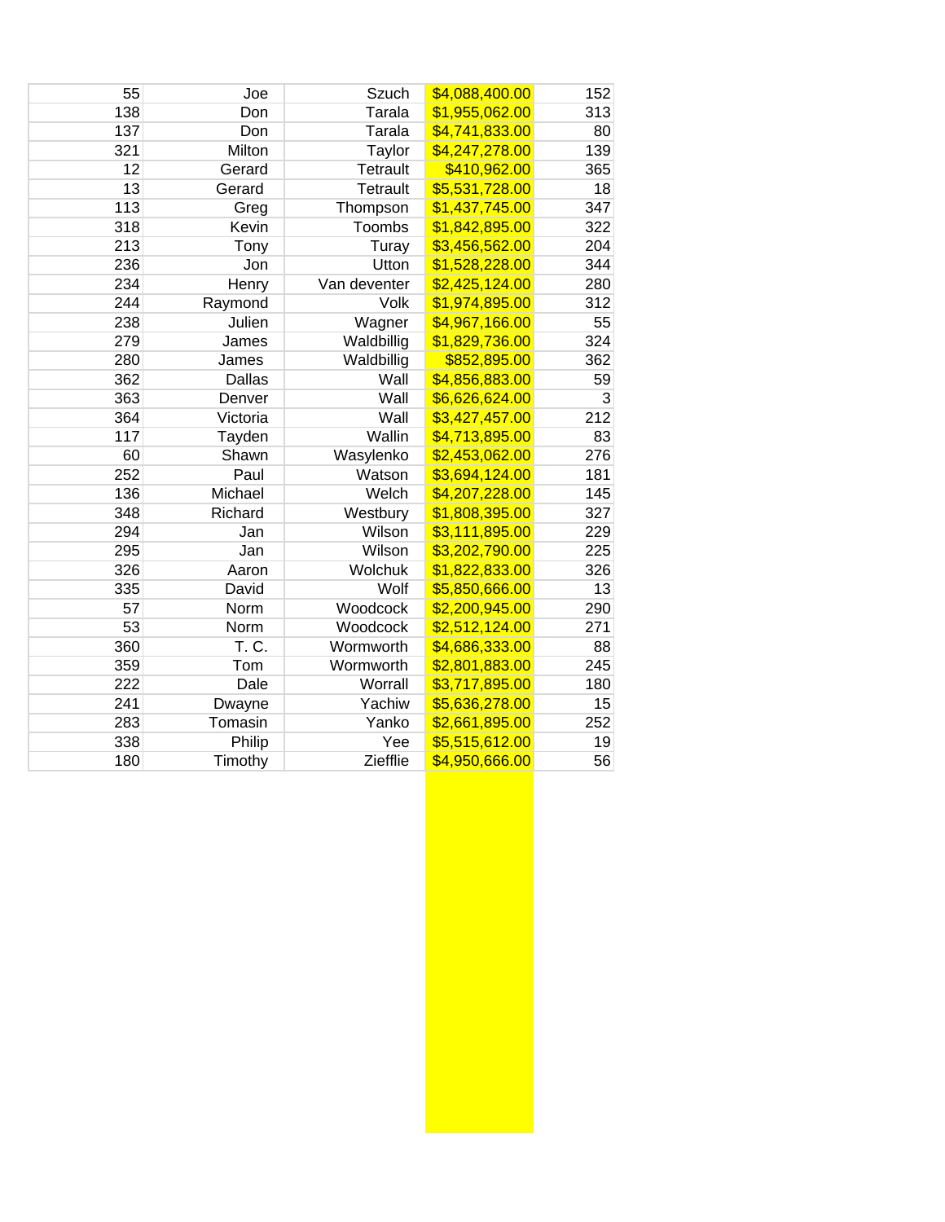| | | | | |
|---|---|---|---|---|
| 55 | Joe | Szuch | $4,088,400.00 | 152 |
| 138 | Don | Tarala | $1,955,062.00 | 313 |
| 137 | Don | Tarala | $4,741,833.00 | 80 |
| 321 | Milton | Taylor | $4,247,278.00 | 139 |
| 12 | Gerard | Tetrault | $410,962.00 | 365 |
| 13 | Gerard | Tetrault | $5,531,728.00 | 18 |
| 113 | Greg | Thompson | $1,437,745.00 | 347 |
| 318 | Kevin | Toombs | $1,842,895.00 | 322 |
| 213 | Tony | Turay | $3,456,562.00 | 204 |
| 236 | Jon | Utton | $1,528,228.00 | 344 |
| 234 | Henry | Van deventer | $2,425,124.00 | 280 |
| 244 | Raymond | Volk | $1,974,895.00 | 312 |
| 238 | Julien | Wagner | $4,967,166.00 | 55 |
| 279 | James | Waldbillig | $1,829,736.00 | 324 |
| 280 | James | Waldbillig | $852,895.00 | 362 |
| 362 | Dallas | Wall | $4,856,883.00 | 59 |
| 363 | Denver | Wall | $6,626,624.00 | 3 |
| 364 | Victoria | Wall | $3,427,457.00 | 212 |
| 117 | Tayden | Wallin | $4,713,895.00 | 83 |
| 60 | Shawn | Wasylenko | $2,453,062.00 | 276 |
| 252 | Paul | Watson | $3,694,124.00 | 181 |
| 136 | Michael | Welch | $4,207,228.00 | 145 |
| 348 | Richard | Westbury | $1,808,395.00 | 327 |
| 294 | Jan | Wilson | $3,111,895.00 | 229 |
| 295 | Jan | Wilson | $3,202,790.00 | 225 |
| 326 | Aaron | Wolchuk | $1,822,833.00 | 326 |
| 335 | David | Wolf | $5,850,666.00 | 13 |
| 57 | Norm | Woodcock | $2,200,945.00 | 290 |
| 53 | Norm | Woodcock | $2,512,124.00 | 271 |
| 360 | T. C. | Wormworth | $4,686,333.00 | 88 |
| 359 | Tom | Wormworth | $2,801,883.00 | 245 |
| 222 | Dale | Worrall | $3,717,895.00 | 180 |
| 241 | Dwayne | Yachiw | $5,636,278.00 | 15 |
| 283 | Tomasin | Yanko | $2,661,895.00 | 252 |
| 338 | Philip | Yee | $5,515,612.00 | 19 |
| 180 | Timothy | Ziefflie | $4,950,666.00 | 56 |